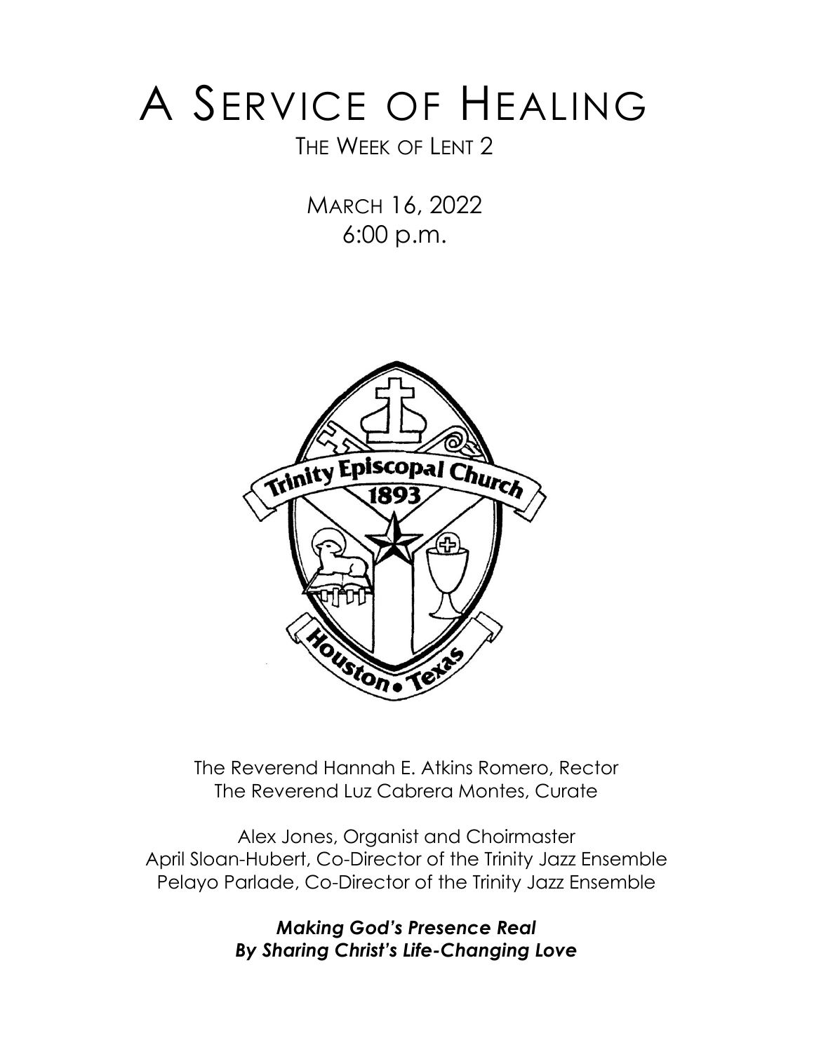# A Service of Healing

THE WEEK OF LENT 2

MARCH 16, 2022
6:00 p.m.

The Reverend Hannah E. Atkins Romero, Rector
The Reverend Luz Cabrera Montes, Curate

Alex Jones, Organist and Choirmaster
April Sloan-Hubert, Co-Director of the Trinity Jazz Ensemble
Pelayo Parlade, Co-Director of the Trinity Jazz Ensemble

***Making God's Presence Real***
***By Sharing Christ's Life-Changing Love***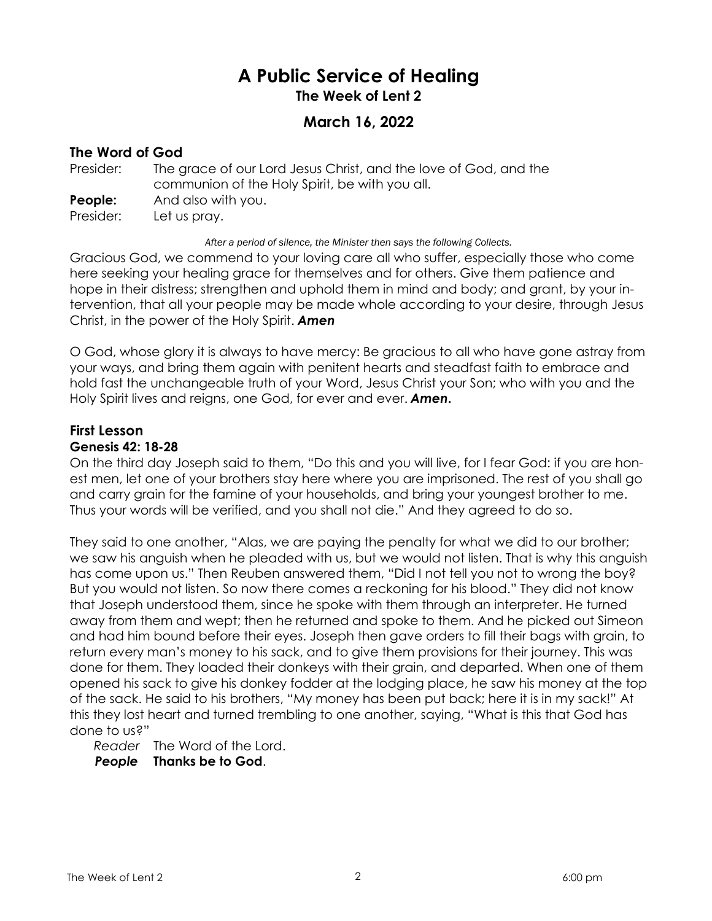# A Public Service of Healing

**The Week of Lent 2**

## March 16, 2022

### The Word of God

Presider: The grace of our Lord Jesus Christ, and the love of God, and the communion of the Holy Spirit, be with you all.

**People:** And also with you.

Presider: Let us pray.

*After a period of silence, the Minister then says the following Collects.*

Gracious God, we commend to your loving care all who suffer, especially those who come here seeking your healing grace for themselves and for others. Give them patience and hope in their distress; strengthen and uphold them in mind and body; and grant, by your intervention, that all your people may be made whole according to your desire, through Jesus Christ, in the power of the Holy Spirit. ***Amen***

O God, whose glory it is always to have mercy: Be gracious to all who have gone astray from your ways, and bring them again with penitent hearts and steadfast faith to embrace and hold fast the unchangeable truth of your Word, Jesus Christ your Son; who with you and the Holy Spirit lives and reigns, one God, for ever and ever. ***Amen.***

### First Lesson

**Genesis 42: 18-28**

On the third day Joseph said to them, "Do this and you will live, for I fear God: if you are honest men, let one of your brothers stay here where you are imprisoned. The rest of you shall go and carry grain for the famine of your households, and bring your youngest brother to me. Thus your words will be verified, and you shall not die." And they agreed to do so.

They said to one another, "Alas, we are paying the penalty for what we did to our brother; we saw his anguish when he pleaded with us, but we would not listen. That is why this anguish has come upon us." Then Reuben answered them, "Did I not tell you not to wrong the boy? But you would not listen. So now there comes a reckoning for his blood." They did not know that Joseph understood them, since he spoke with them through an interpreter. He turned away from them and wept; then he returned and spoke to them. And he picked out Simeon and had him bound before their eyes. Joseph then gave orders to fill their bags with grain, to return every man's money to his sack, and to give them provisions for their journey. This was done for them. They loaded their donkeys with their grain, and departed. When one of them opened his sack to give his donkey fodder at the lodging place, he saw his money at the top of the sack. He said to his brothers, "My money has been put back; here it is in my sack!" At this they lost heart and turned trembling to one another, saying, "What is this that God has done to us?"

*Reader* The Word of the Lord.
***People*** **Thanks be to God**.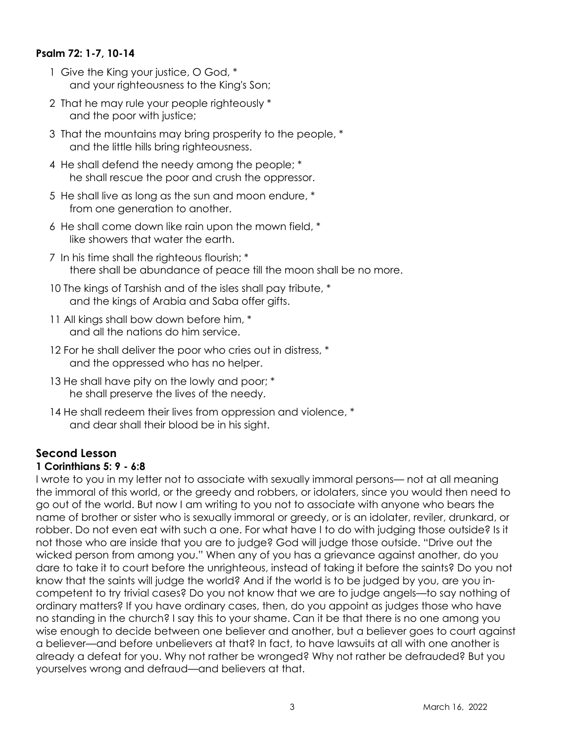**Psalm 72: 1-7, 10-14**

1 Give the King your justice, O God, *
   and your righteousness to the King's Son;

2 That he may rule your people righteously *
   and the poor with justice;

3 That the mountains may bring prosperity to the people, *
   and the little hills bring righteousness.

4 He shall defend the needy among the people; *
   he shall rescue the poor and crush the oppressor.

5 He shall live as long as the sun and moon endure, *
   from one generation to another.

6 He shall come down like rain upon the mown field, *
   like showers that water the earth.

7 In his time shall the righteous flourish; *
   there shall be abundance of peace till the moon shall be no more.

10 The kings of Tarshish and of the isles shall pay tribute, *
   and the kings of Arabia and Saba offer gifts.

11 All kings shall bow down before him, *
   and all the nations do him service.

12 For he shall deliver the poor who cries out in distress, *
   and the oppressed who has no helper.

13 He shall have pity on the lowly and poor; *
   he shall preserve the lives of the needy.

14 He shall redeem their lives from oppression and violence, *
   and dear shall their blood be in his sight.

## Second Lesson

**1 Corinthians 5: 9 - 6:8**

I wrote to you in my letter not to associate with sexually immoral persons— not at all meaning the immoral of this world, or the greedy and robbers, or idolaters, since you would then need to go out of the world. But now I am writing to you not to associate with anyone who bears the name of brother or sister who is sexually immoral or greedy, or is an idolater, reviler, drunkard, or robber. Do not even eat with such a one. For what have I to do with judging those outside? Is it not those who are inside that you are to judge? God will judge those outside. "Drive out the wicked person from among you." When any of you has a grievance against another, do you dare to take it to court before the unrighteous, instead of taking it before the saints? Do you not know that the saints will judge the world? And if the world is to be judged by you, are you incompetent to try trivial cases? Do you not know that we are to judge angels—to say nothing of ordinary matters? If you have ordinary cases, then, do you appoint as judges those who have no standing in the church? I say this to your shame. Can it be that there is no one among you wise enough to decide between one believer and another, but a believer goes to court against a believer—and before unbelievers at that? In fact, to have lawsuits at all with one another is already a defeat for you. Why not rather be wronged? Why not rather be defrauded? But you yourselves wrong and defraud—and believers at that.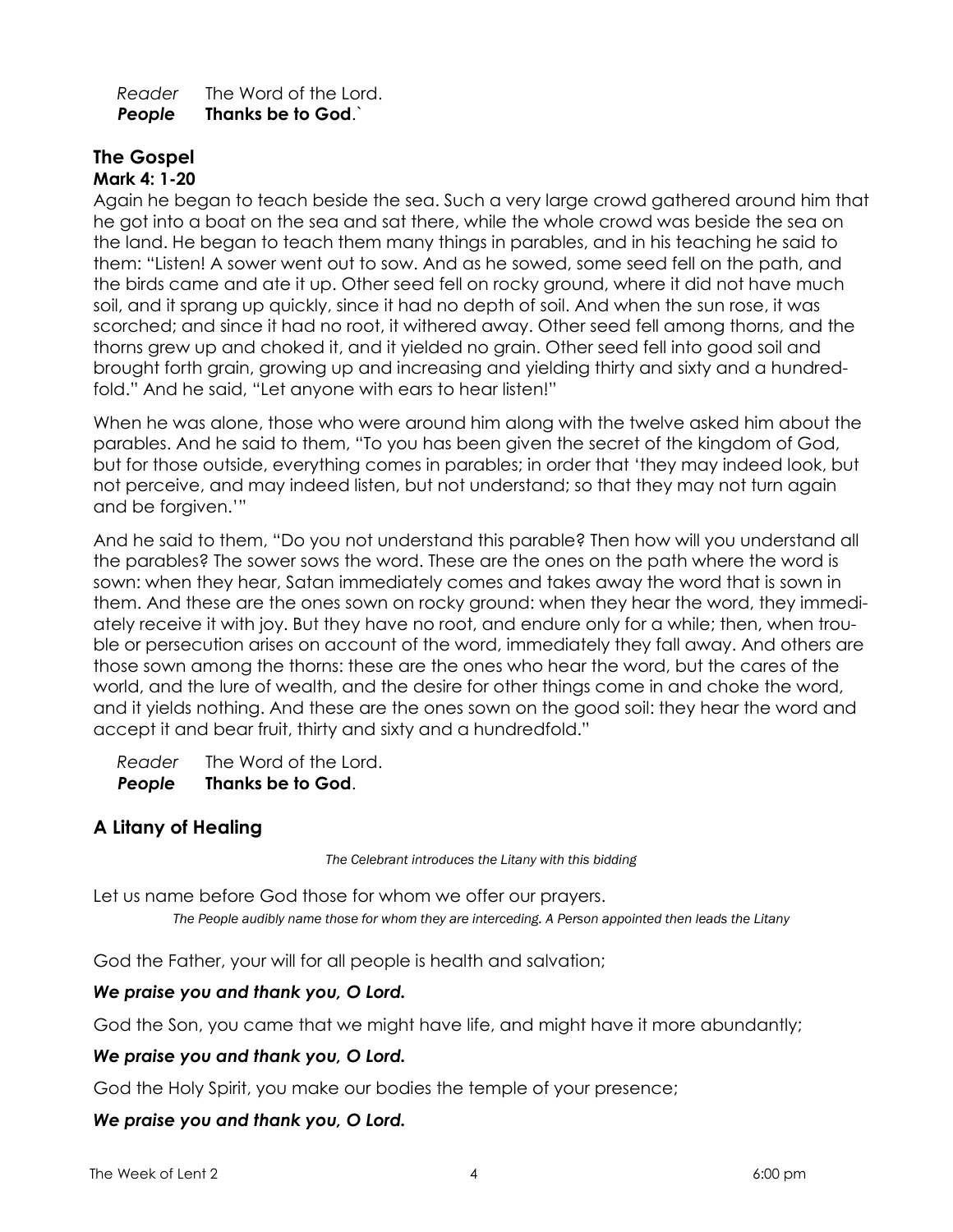*Reader* The Word of the Lord.
***People*** **Thanks be to God**.`

## The Gospel

**Mark 4: 1-20**

Again he began to teach beside the sea. Such a very large crowd gathered around him that he got into a boat on the sea and sat there, while the whole crowd was beside the sea on the land. He began to teach them many things in parables, and in his teaching he said to them: "Listen! A sower went out to sow. And as he sowed, some seed fell on the path, and the birds came and ate it up. Other seed fell on rocky ground, where it did not have much soil, and it sprang up quickly, since it had no depth of soil. And when the sun rose, it was scorched; and since it had no root, it withered away. Other seed fell among thorns, and the thorns grew up and choked it, and it yielded no grain. Other seed fell into good soil and brought forth grain, growing up and increasing and yielding thirty and sixty and a hundredfold." And he said, "Let anyone with ears to hear listen!"

When he was alone, those who were around him along with the twelve asked him about the parables. And he said to them, "To you has been given the secret of the kingdom of God, but for those outside, everything comes in parables; in order that 'they may indeed look, but not perceive, and may indeed listen, but not understand; so that they may not turn again and be forgiven.'"

And he said to them, "Do you not understand this parable? Then how will you understand all the parables? The sower sows the word. These are the ones on the path where the word is sown: when they hear, Satan immediately comes and takes away the word that is sown in them. And these are the ones sown on rocky ground: when they hear the word, they immediately receive it with joy. But they have no root, and endure only for a while; then, when trouble or persecution arises on account of the word, immediately they fall away. And others are those sown among the thorns: these are the ones who hear the word, but the cares of the world, and the lure of wealth, and the desire for other things come in and choke the word, and it yields nothing. And these are the ones sown on the good soil: they hear the word and accept it and bear fruit, thirty and sixty and a hundredfold."

*Reader* The Word of the Lord.
***People*** **Thanks be to God**.

## A Litany of Healing

*The Celebrant introduces the Litany with this bidding*

Let us name before God those for whom we offer our prayers.

*The People audibly name those for whom they are interceding. A Person appointed then leads the Litany*

God the Father, your will for all people is health and salvation;

***We praise you and thank you, O Lord.***

God the Son, you came that we might have life, and might have it more abundantly;

***We praise you and thank you, O Lord.***

God the Holy Spirit, you make our bodies the temple of your presence;

***We praise you and thank you, O Lord.***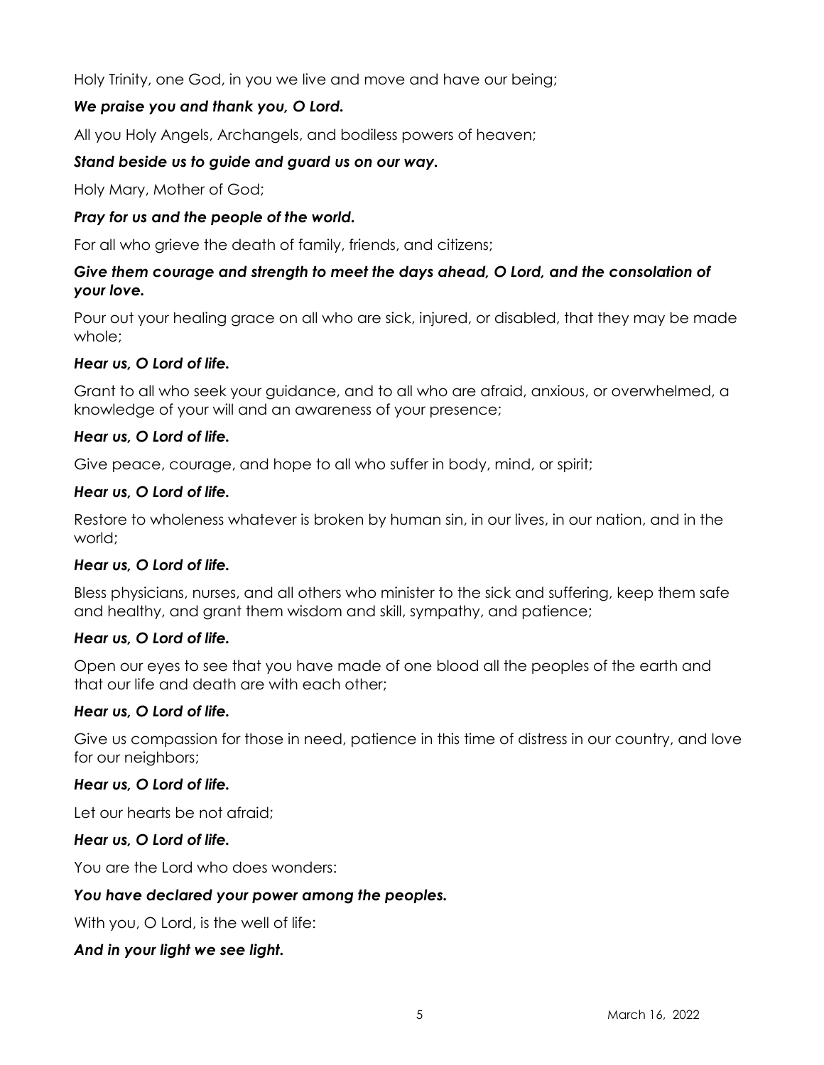Holy Trinity, one God, in you we live and move and have our being;

***We praise you and thank you, O Lord.***

All you Holy Angels, Archangels, and bodiless powers of heaven;

***Stand beside us to guide and guard us on our way.***

Holy Mary, Mother of God;

***Pray for us and the people of the world.***

For all who grieve the death of family, friends, and citizens;

***Give them courage and strength to meet the days ahead, O Lord, and the consolation of your love.***

Pour out your healing grace on all who are sick, injured, or disabled, that they may be made whole;

***Hear us, O Lord of life.***

Grant to all who seek your guidance, and to all who are afraid, anxious, or overwhelmed, a knowledge of your will and an awareness of your presence;

***Hear us, O Lord of life.***

Give peace, courage, and hope to all who suffer in body, mind, or spirit;

***Hear us, O Lord of life.***

Restore to wholeness whatever is broken by human sin, in our lives, in our nation, and in the world;

***Hear us, O Lord of life.***

Bless physicians, nurses, and all others who minister to the sick and suffering, keep them safe and healthy, and grant them wisdom and skill, sympathy, and patience;

***Hear us, O Lord of life.***

Open our eyes to see that you have made of one blood all the peoples of the earth and that our life and death are with each other;

***Hear us, O Lord of life.***

Give us compassion for those in need, patience in this time of distress in our country, and love for our neighbors;

***Hear us, O Lord of life.***

Let our hearts be not afraid;

***Hear us, O Lord of life.***

You are the Lord who does wonders:

***You have declared your power among the peoples.***

With you, O Lord, is the well of life:

***And in your light we see light.***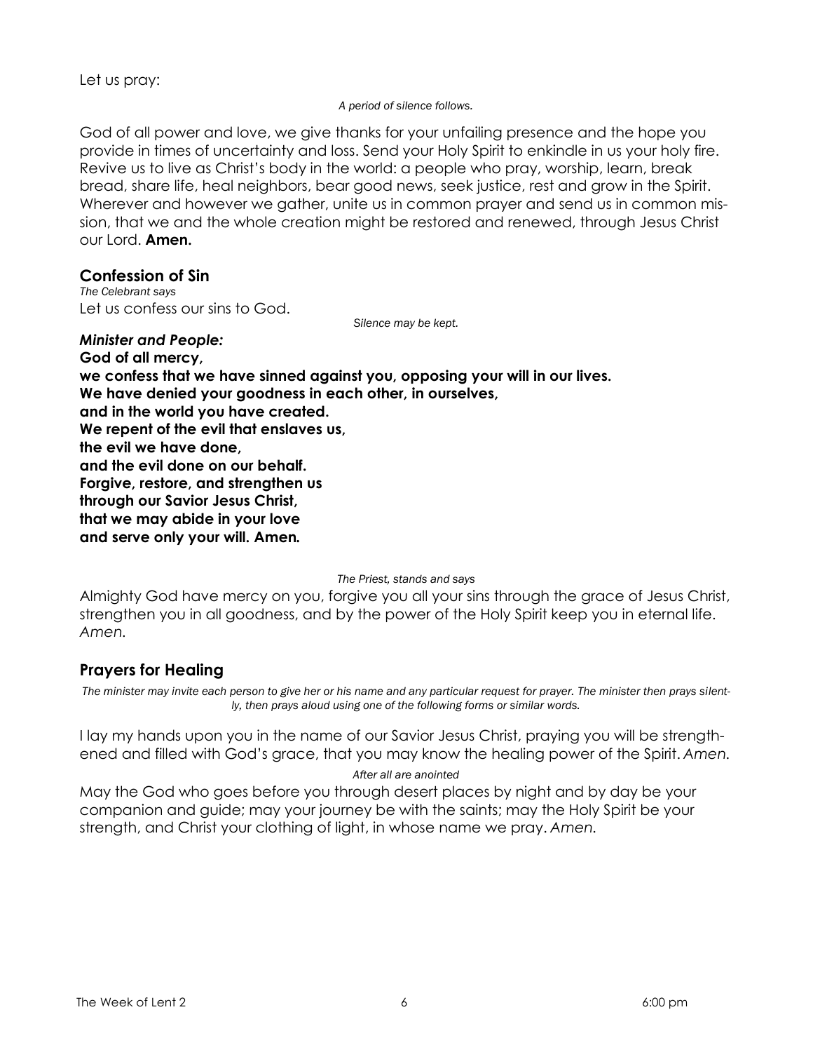Let us pray:

*A period of silence follows.*

God of all power and love, we give thanks for your unfailing presence and the hope you provide in times of uncertainty and loss. Send your Holy Spirit to enkindle in us your holy fire. Revive us to live as Christ's body in the world: a people who pray, worship, learn, break bread, share life, heal neighbors, bear good news, seek justice, rest and grow in the Spirit. Wherever and however we gather, unite us in common prayer and send us in common mission, that we and the whole creation might be restored and renewed, through Jesus Christ our Lord. **Amen.**

## Confession of Sin

*The Celebrant says*
Let us confess our sins to God.

*Silence may be kept.*

***Minister and People:***
**God of all mercy,**
**we confess that we have sinned against you, opposing your will in our lives.**
**We have denied your goodness in each other, in ourselves,**
**and in the world you have created.**
**We repent of the evil that enslaves us,**
**the evil we have done,**
**and the evil done on our behalf.**
**Forgive, restore, and strengthen us**
**through our Savior Jesus Christ,**
**that we may abide in your love**
**and serve only your will. Amen.**

*The Priest, stands and says*

Almighty God have mercy on you, forgive you all your sins through the grace of Jesus Christ, strengthen you in all goodness, and by the power of the Holy Spirit keep you in eternal life. *Amen.*

## Prayers for Healing

*The minister may invite each person to give her or his name and any particular request for prayer. The minister then prays silently, then prays aloud using one of the following forms or similar words.*

I lay my hands upon you in the name of our Savior Jesus Christ, praying you will be strengthened and filled with God's grace, that you may know the healing power of the Spirit. *Amen.*

*After all are anointed*

May the God who goes before you through desert places by night and by day be your companion and guide; may your journey be with the saints; may the Holy Spirit be your strength, and Christ your clothing of light, in whose name we pray. *Amen.*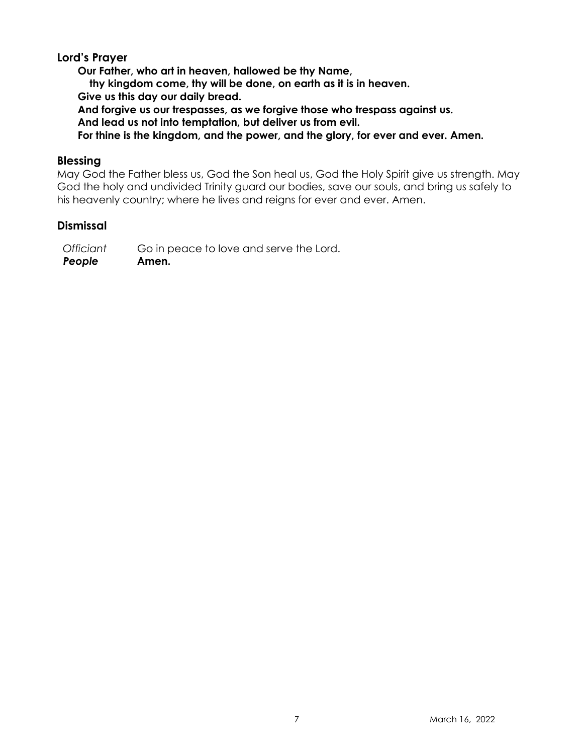### Lord's Prayer

**Our Father, who art in heaven, hallowed be thy Name,**
**thy kingdom come, thy will be done, on earth as it is in heaven.**
**Give us this day our daily bread.**
**And forgive us our trespasses, as we forgive those who trespass against us.**
**And lead us not into temptation, but deliver us from evil.**
**For thine is the kingdom, and the power, and the glory, for ever and ever. Amen.**

### Blessing

May God the Father bless us, God the Son heal us, God the Holy Spirit give us strength. May God the holy and undivided Trinity guard our bodies, save our souls, and bring us safely to his heavenly country; where he lives and reigns for ever and ever. Amen.

### Dismissal

*Officiant* Go in peace to love and serve the Lord.
***People*** **Amen.**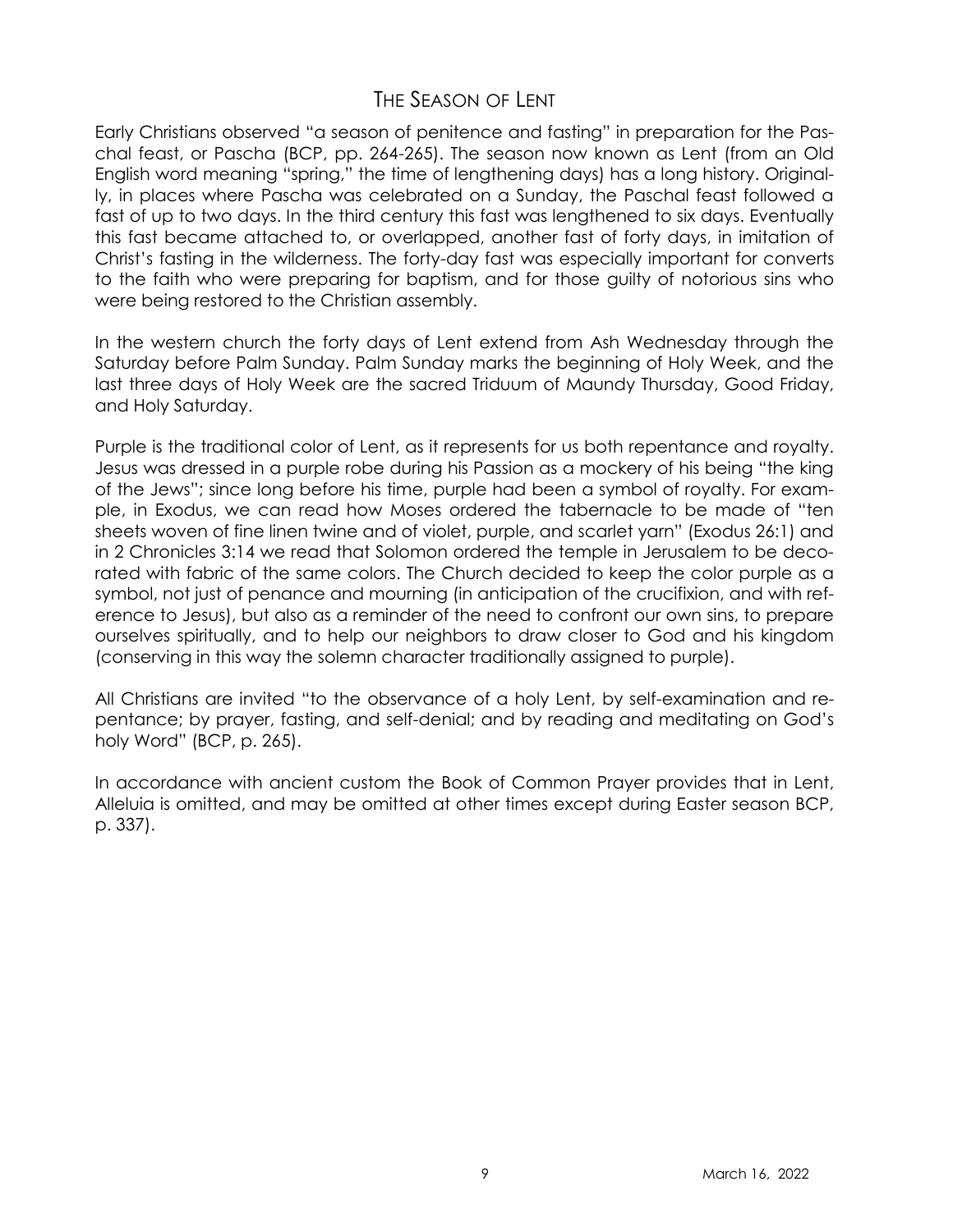## The Season of Lent

Early Christians observed "a season of penitence and fasting" in preparation for the Paschal feast, or Pascha (BCP, pp. 264-265). The season now known as Lent (from an Old English word meaning "spring," the time of lengthening days) has a long history. Originally, in places where Pascha was celebrated on a Sunday, the Paschal feast followed a fast of up to two days. In the third century this fast was lengthened to six days. Eventually this fast became attached to, or overlapped, another fast of forty days, in imitation of Christ's fasting in the wilderness. The forty-day fast was especially important for converts to the faith who were preparing for baptism, and for those guilty of notorious sins who were being restored to the Christian assembly.

In the western church the forty days of Lent extend from Ash Wednesday through the Saturday before Palm Sunday. Palm Sunday marks the beginning of Holy Week, and the last three days of Holy Week are the sacred Triduum of Maundy Thursday, Good Friday, and Holy Saturday.

Purple is the traditional color of Lent, as it represents for us both repentance and royalty. Jesus was dressed in a purple robe during his Passion as a mockery of his being "the king of the Jews"; since long before his time, purple had been a symbol of royalty. For example, in Exodus, we can read how Moses ordered the tabernacle to be made of "ten sheets woven of fine linen twine and of violet, purple, and scarlet yarn" (Exodus 26:1) and in 2 Chronicles 3:14 we read that Solomon ordered the temple in Jerusalem to be decorated with fabric of the same colors. The Church decided to keep the color purple as a symbol, not just of penance and mourning (in anticipation of the crucifixion, and with reference to Jesus), but also as a reminder of the need to confront our own sins, to prepare ourselves spiritually, and to help our neighbors to draw closer to God and his kingdom (conserving in this way the solemn character traditionally assigned to purple).

All Christians are invited "to the observance of a holy Lent, by self-examination and repentance; by prayer, fasting, and self-denial; and by reading and meditating on God's holy Word" (BCP, p. 265).

In accordance with ancient custom the Book of Common Prayer provides that in Lent, Alleluia is omitted, and may be omitted at other times except during Easter season BCP, p. 337).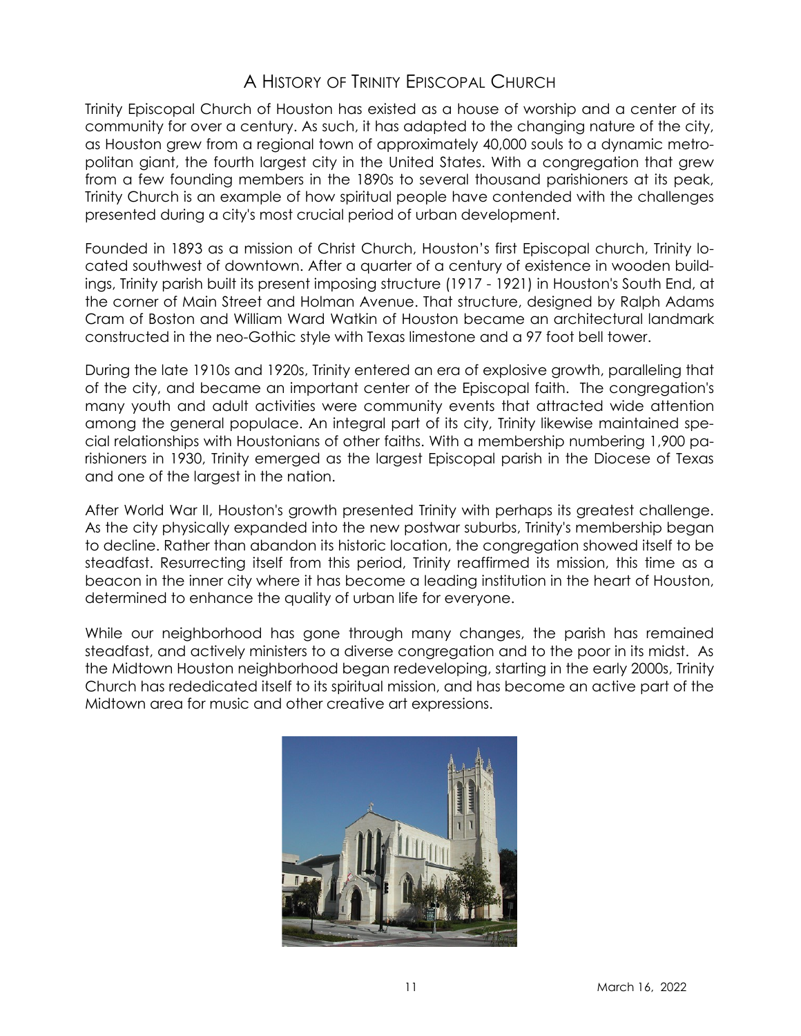# A History of Trinity Episcopal Church

Trinity Episcopal Church of Houston has existed as a house of worship and a center of its community for over a century. As such, it has adapted to the changing nature of the city, as Houston grew from a regional town of approximately 40,000 souls to a dynamic metropolitan giant, the fourth largest city in the United States. With a congregation that grew from a few founding members in the 1890s to several thousand parishioners at its peak, Trinity Church is an example of how spiritual people have contended with the challenges presented during a city's most crucial period of urban development.

Founded in 1893 as a mission of Christ Church, Houston's first Episcopal church, Trinity located southwest of downtown. After a quarter of a century of existence in wooden buildings, Trinity parish built its present imposing structure (1917 - 1921) in Houston's South End, at the corner of Main Street and Holman Avenue. That structure, designed by Ralph Adams Cram of Boston and William Ward Watkin of Houston became an architectural landmark constructed in the neo-Gothic style with Texas limestone and a 97 foot bell tower.

During the late 1910s and 1920s, Trinity entered an era of explosive growth, paralleling that of the city, and became an important center of the Episcopal faith. The congregation's many youth and adult activities were community events that attracted wide attention among the general populace. An integral part of its city, Trinity likewise maintained special relationships with Houstonians of other faiths. With a membership numbering 1,900 parishioners in 1930, Trinity emerged as the largest Episcopal parish in the Diocese of Texas and one of the largest in the nation.

After World War II, Houston's growth presented Trinity with perhaps its greatest challenge. As the city physically expanded into the new postwar suburbs, Trinity's membership began to decline. Rather than abandon its historic location, the congregation showed itself to be steadfast. Resurrecting itself from this period, Trinity reaffirmed its mission, this time as a beacon in the inner city where it has become a leading institution in the heart of Houston, determined to enhance the quality of urban life for everyone.

While our neighborhood has gone through many changes, the parish has remained steadfast, and actively ministers to a diverse congregation and to the poor in its midst. As the Midtown Houston neighborhood began redeveloping, starting in the early 2000s, Trinity Church has rededicated itself to its spiritual mission, and has become an active part of the Midtown area for music and other creative art expressions.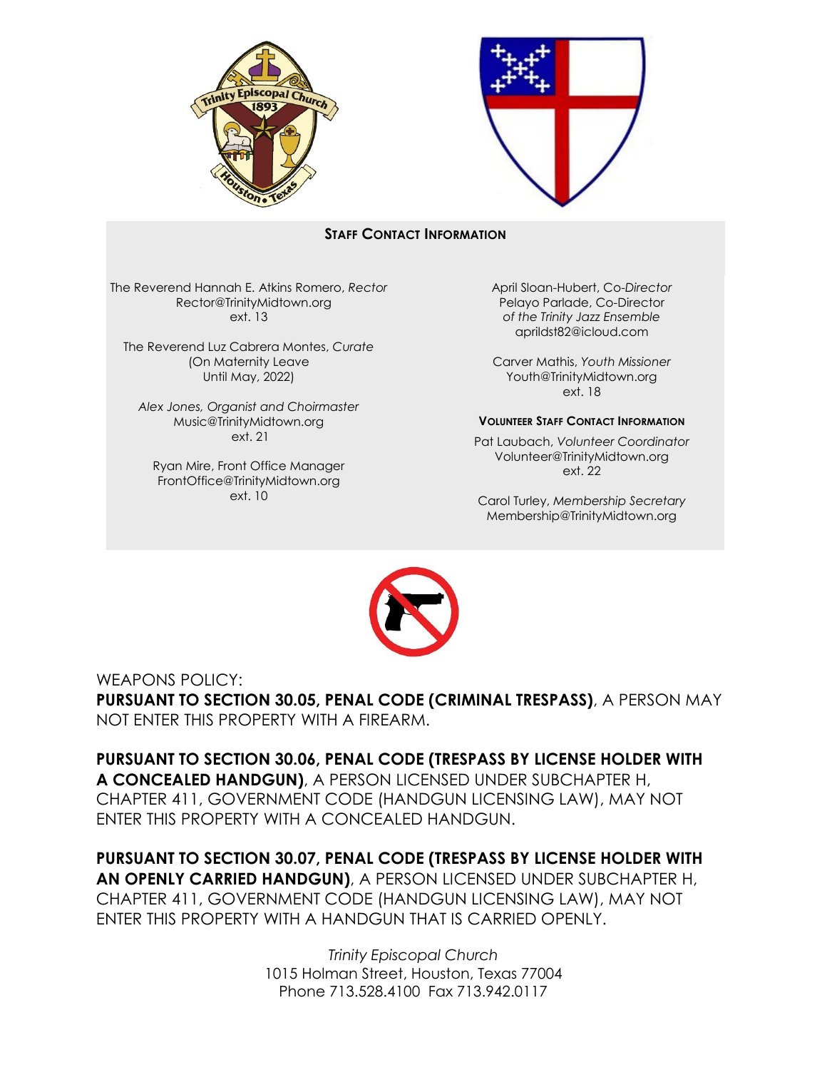## Staff Contact Information

The Reverend Hannah E. Atkins Romero, *Rector*
Rector@TrinityMidtown.org
ext. 13

The Reverend Luz Cabrera Montes, *Curate*
(On Maternity Leave
Until May, 2022)

*Alex Jones, Organist and Choirmaster*
Music@TrinityMidtown.org
ext. 21

Ryan Mire, Front Office Manager
FrontOffice@TrinityMidtown.org
ext. 10

April Sloan-Hubert, Co-*Director*
Pelayo Parlade, Co-Director
*of the Trinity Jazz Ensemble*
aprildst82@icloud.com

Carver Mathis, *Youth Missioner*
Youth@TrinityMidtown.org
ext. 18

### Volunteer Staff Contact Information

Pat Laubach, *Volunteer Coordinator*
Volunteer@TrinityMidtown.org
ext. 22

Carol Turley, *Membership Secretary*
Membership@TrinityMidtown.org

WEAPONS POLICY:
**PURSUANT TO SECTION 30.05, PENAL CODE (CRIMINAL TRESPASS)**, A PERSON MAY NOT ENTER THIS PROPERTY WITH A FIREARM.

**PURSUANT TO SECTION 30.06, PENAL CODE (TRESPASS BY LICENSE HOLDER WITH A CONCEALED HANDGUN)**, A PERSON LICENSED UNDER SUBCHAPTER H, CHAPTER 411, GOVERNMENT CODE (HANDGUN LICENSING LAW), MAY NOT ENTER THIS PROPERTY WITH A CONCEALED HANDGUN.

**PURSUANT TO SECTION 30.07, PENAL CODE (TRESPASS BY LICENSE HOLDER WITH AN OPENLY CARRIED HANDGUN)**, A PERSON LICENSED UNDER SUBCHAPTER H, CHAPTER 411, GOVERNMENT CODE (HANDGUN LICENSING LAW), MAY NOT ENTER THIS PROPERTY WITH A HANDGUN THAT IS CARRIED OPENLY.

*Trinity Episcopal Church*
1015 Holman Street, Houston, Texas 77004
Phone 713.528.4100 Fax 713.942.0117